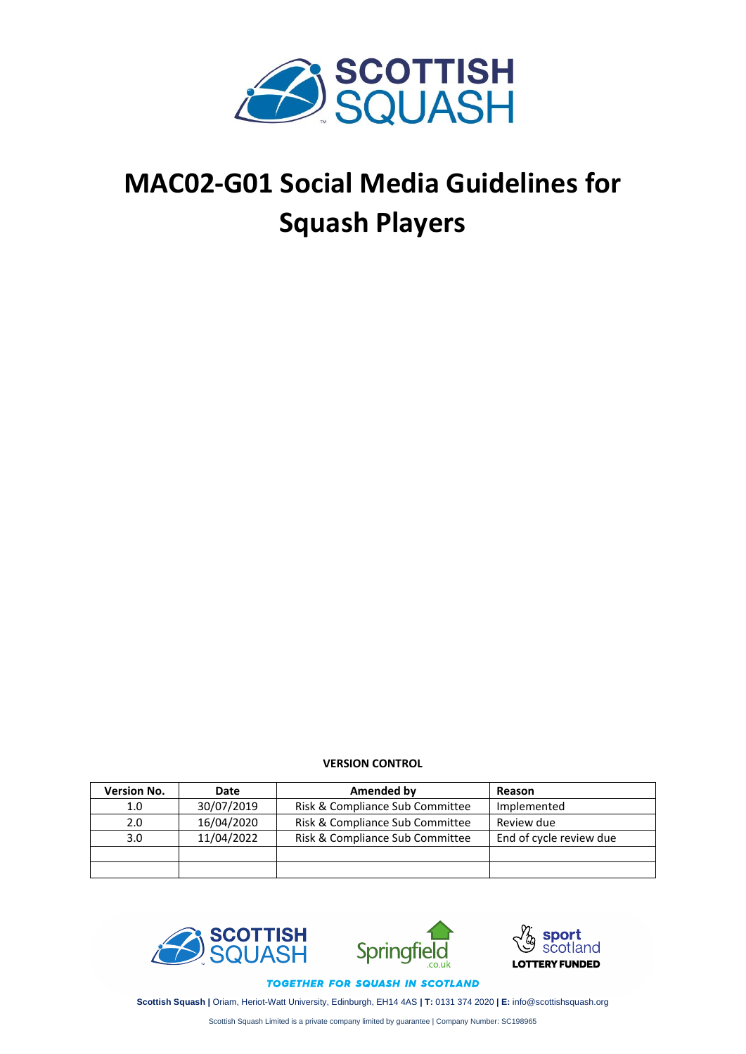# MAC02-G01 Social Media Guidelines for Squash Players

**VERSION CONTROL**

| Version No. | Date | Amended by | Reason |
| --- | --- | --- | --- |
| 1.0 | 30/07/2019 | Risk & Compliance Sub Committee | Implemented |
| 2.0 | 16/04/2020 | Risk & Compliance Sub Committee | Review due |
| 3.0 | 11/04/2022 | Risk & Compliance Sub Committee | End of cycle review due |
| | | | |
| | | | |

*TOGETHER FOR SQUASH IN SCOTLAND*

**Scottish Squash |** Oriam, Heriot-Watt University, Edinburgh, EH14 4AS **| T:** 0131 374 2020 **| E:** info@scottishsquash.org

Scottish Squash Limited is a private company limited by guarantee | Company Number: SC198965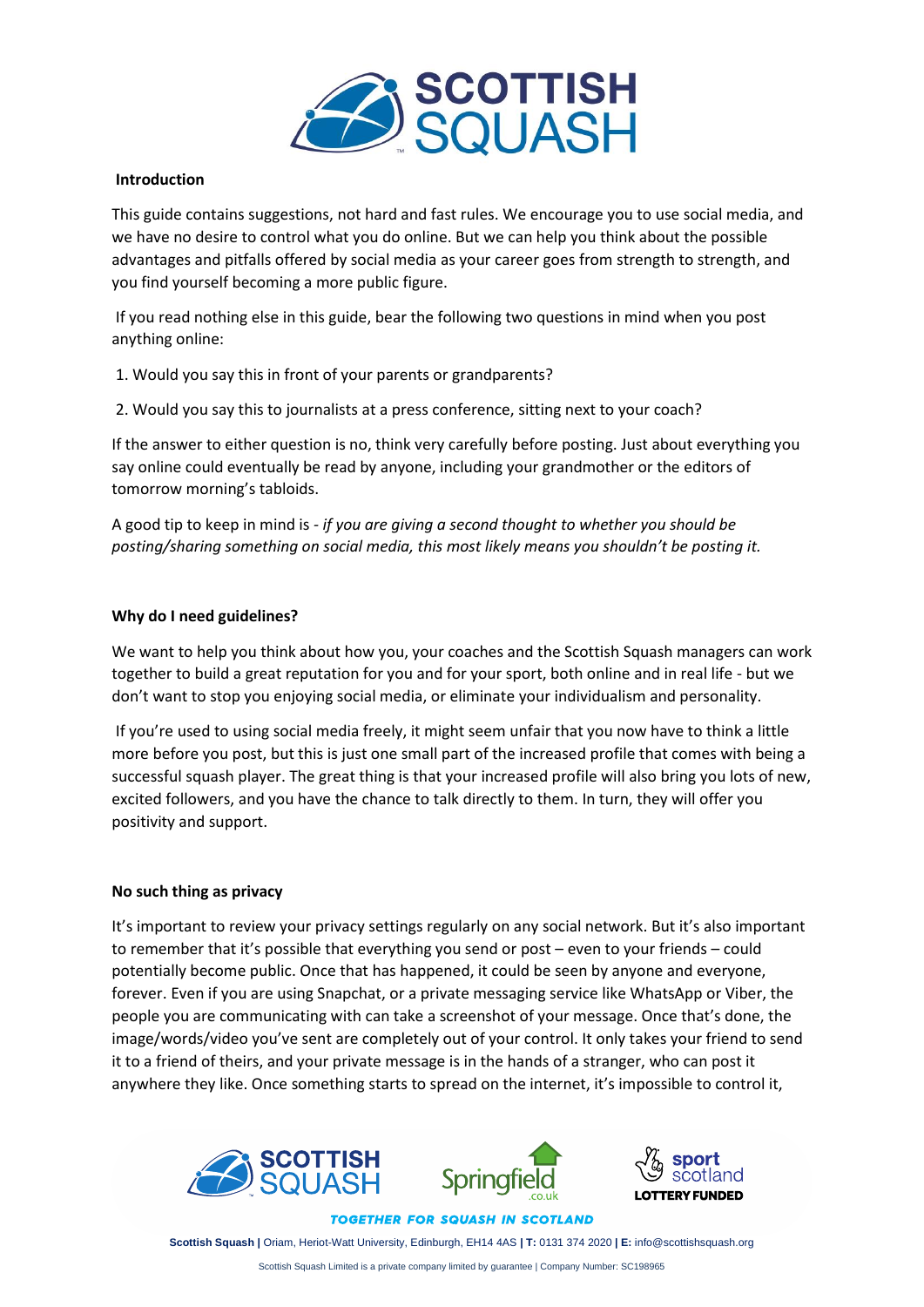## Introduction

This guide contains suggestions, not hard and fast rules. We encourage you to use social media, and we have no desire to control what you do online. But we can help you think about the possible advantages and pitfalls offered by social media as your career goes from strength to strength, and you find yourself becoming a more public figure.

If you read nothing else in this guide, bear the following two questions in mind when you post anything online:

1. Would you say this in front of your parents or grandparents?
2. Would you say this to journalists at a press conference, sitting next to your coach?

If the answer to either question is no, think very carefully before posting. Just about everything you say online could eventually be read by anyone, including your grandmother or the editors of tomorrow morning's tabloids.

A good tip to keep in mind is - *if you are giving a second thought to whether you should be posting/sharing something on social media, this most likely means you shouldn't be posting it.*

## Why do I need guidelines?

We want to help you think about how you, your coaches and the Scottish Squash managers can work together to build a great reputation for you and for your sport, both online and in real life - but we don't want to stop you enjoying social media, or eliminate your individualism and personality.

If you're used to using social media freely, it might seem unfair that you now have to think a little more before you post, but this is just one small part of the increased profile that comes with being a successful squash player. The great thing is that your increased profile will also bring you lots of new, excited followers, and you have the chance to talk directly to them. In turn, they will offer you positivity and support.

## No such thing as privacy

It's important to review your privacy settings regularly on any social network. But it's also important to remember that it's possible that everything you send or post – even to your friends – could potentially become public. Once that has happened, it could be seen by anyone and everyone, forever. Even if you are using Snapchat, or a private messaging service like WhatsApp or Viber, the people you are communicating with can take a screenshot of your message. Once that's done, the image/words/video you've sent are completely out of your control. It only takes your friend to send it to a friend of theirs, and your private message is in the hands of a stranger, who can post it anywhere they like. Once something starts to spread on the internet, it's impossible to control it,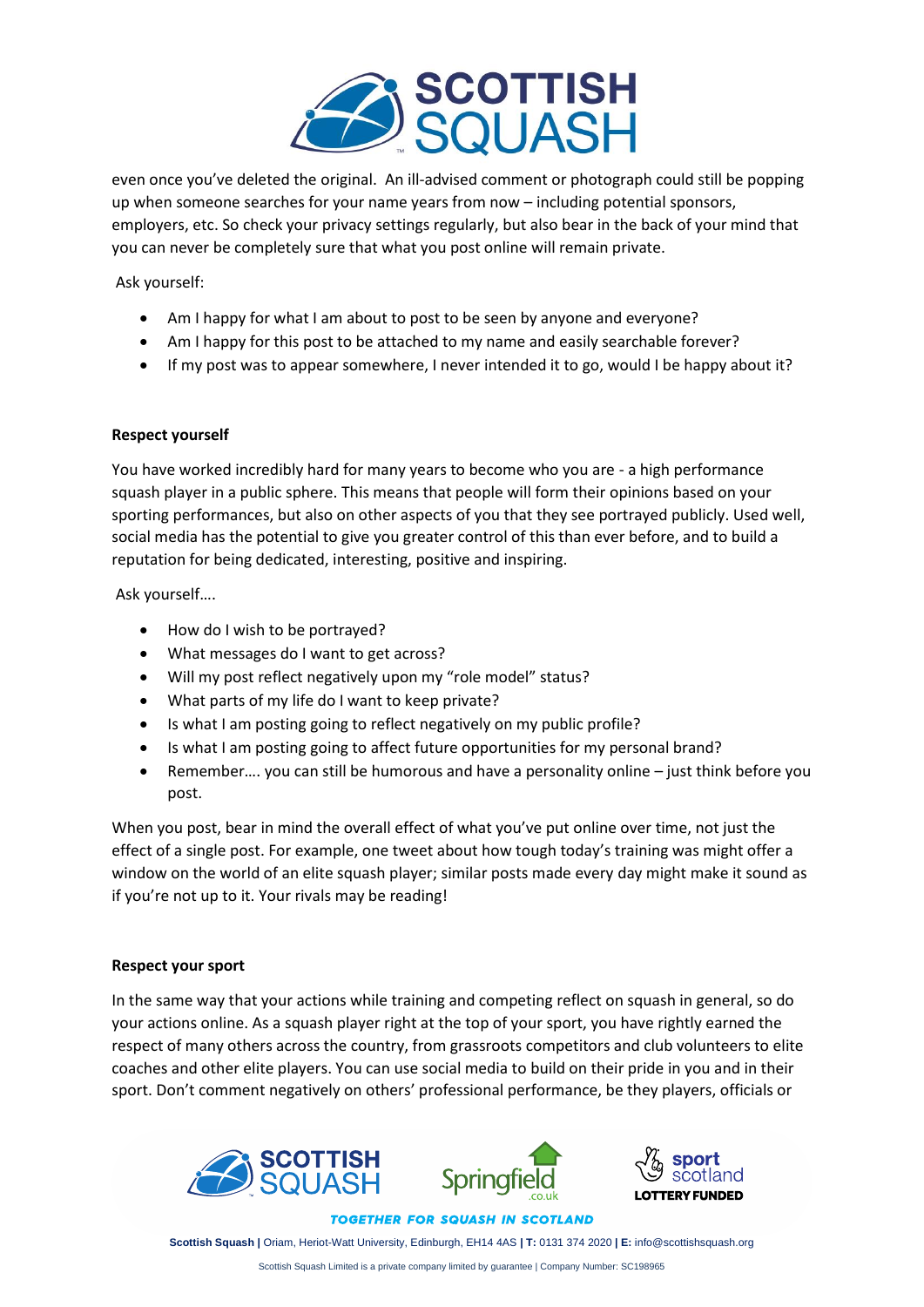even once you've deleted the original.  An ill-advised comment or photograph could still be popping up when someone searches for your name years from now – including potential sponsors, employers, etc. So check your privacy settings regularly, but also bear in the back of your mind that you can never be completely sure that what you post online will remain private.

Ask yourself:

- Am I happy for what I am about to post to be seen by anyone and everyone?
- Am I happy for this post to be attached to my name and easily searchable forever?
- If my post was to appear somewhere, I never intended it to go, would I be happy about it?

**Respect yourself**

You have worked incredibly hard for many years to become who you are - a high performance squash player in a public sphere. This means that people will form their opinions based on your sporting performances, but also on other aspects of you that they see portrayed publicly. Used well, social media has the potential to give you greater control of this than ever before, and to build a reputation for being dedicated, interesting, positive and inspiring.

Ask yourself….

- How do I wish to be portrayed?
- What messages do I want to get across?
- Will my post reflect negatively upon my "role model" status?
- What parts of my life do I want to keep private?
- Is what I am posting going to reflect negatively on my public profile?
- Is what I am posting going to affect future opportunities for my personal brand?
- Remember…. you can still be humorous and have a personality online – just think before you post.

When you post, bear in mind the overall effect of what you've put online over time, not just the effect of a single post. For example, one tweet about how tough today's training was might offer a window on the world of an elite squash player; similar posts made every day might make it sound as if you're not up to it. Your rivals may be reading!

**Respect your sport**

In the same way that your actions while training and competing reflect on squash in general, so do your actions online. As a squash player right at the top of your sport, you have rightly earned the respect of many others across the country, from grassroots competitors and club volunteers to elite coaches and other elite players. You can use social media to build on their pride in you and in their sport. Don't comment negatively on others' professional performance, be they players, officials or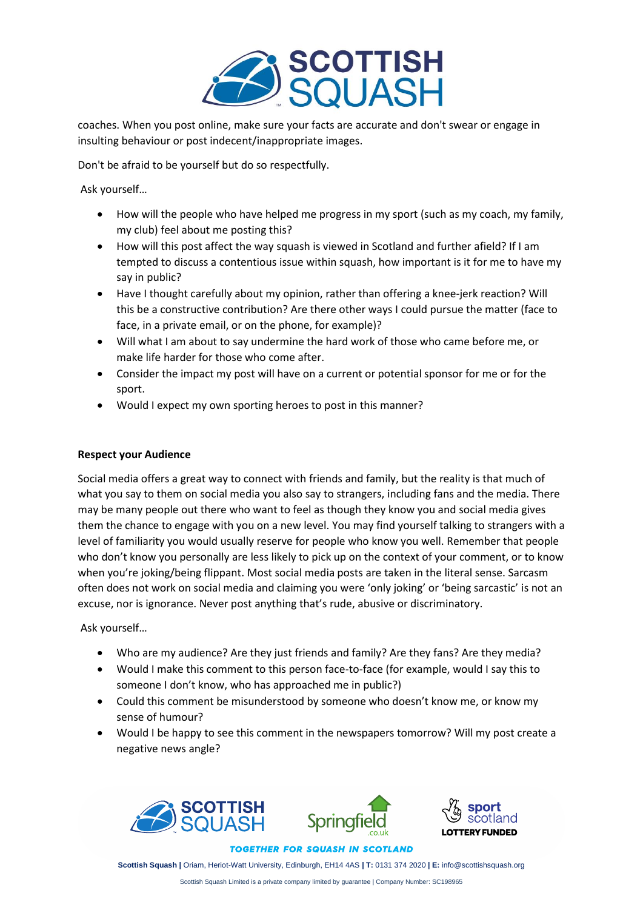coaches. When you post online, make sure your facts are accurate and don't swear or engage in insulting behaviour or post indecent/inappropriate images.

Don't be afraid to be yourself but do so respectfully.

Ask yourself…

- How will the people who have helped me progress in my sport (such as my coach, my family, my club) feel about me posting this?
- How will this post affect the way squash is viewed in Scotland and further afield? If I am tempted to discuss a contentious issue within squash, how important is it for me to have my say in public?
- Have I thought carefully about my opinion, rather than offering a knee-jerk reaction? Will this be a constructive contribution? Are there other ways I could pursue the matter (face to face, in a private email, or on the phone, for example)?
- Will what I am about to say undermine the hard work of those who came before me, or make life harder for those who come after.
- Consider the impact my post will have on a current or potential sponsor for me or for the sport.
- Would I expect my own sporting heroes to post in this manner?

**Respect your Audience**

Social media offers a great way to connect with friends and family, but the reality is that much of what you say to them on social media you also say to strangers, including fans and the media. There may be many people out there who want to feel as though they know you and social media gives them the chance to engage with you on a new level. You may find yourself talking to strangers with a level of familiarity you would usually reserve for people who know you well. Remember that people who don't know you personally are less likely to pick up on the context of your comment, or to know when you're joking/being flippant. Most social media posts are taken in the literal sense. Sarcasm often does not work on social media and claiming you were 'only joking' or 'being sarcastic' is not an excuse, nor is ignorance. Never post anything that's rude, abusive or discriminatory.

Ask yourself…

- Who are my audience? Are they just friends and family? Are they fans? Are they media?
- Would I make this comment to this person face-to-face (for example, would I say this to someone I don't know, who has approached me in public?)
- Could this comment be misunderstood by someone who doesn't know me, or know my sense of humour?
- Would I be happy to see this comment in the newspapers tomorrow? Will my post create a negative news angle?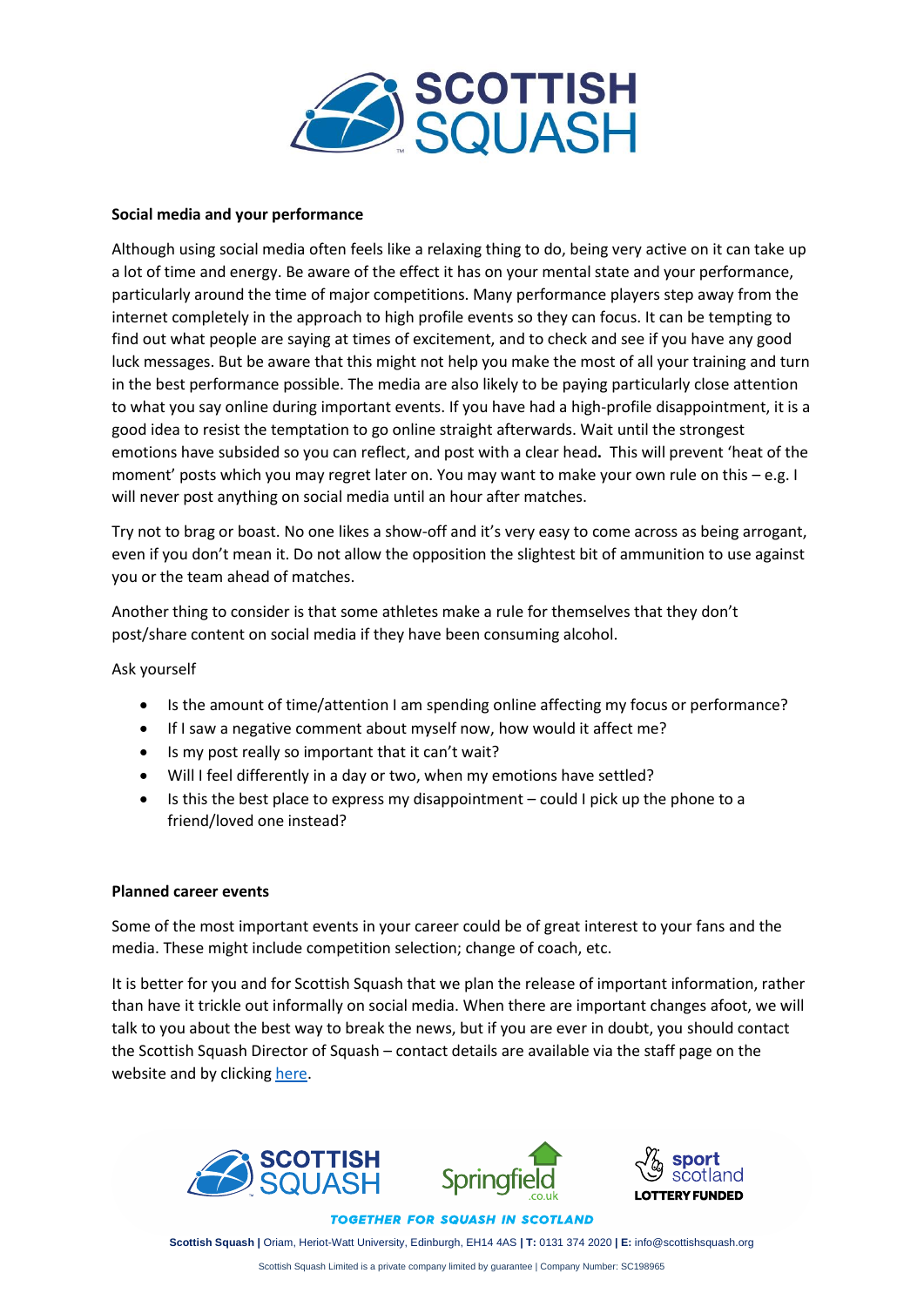## Social media and your performance

Although using social media often feels like a relaxing thing to do, being very active on it can take up a lot of time and energy. Be aware of the effect it has on your mental state and your performance, particularly around the time of major competitions. Many performance players step away from the internet completely in the approach to high profile events so they can focus. It can be tempting to find out what people are saying at times of excitement, and to check and see if you have any good luck messages. But be aware that this might not help you make the most of all your training and turn in the best performance possible. The media are also likely to be paying particularly close attention to what you say online during important events. If you have had a high-profile disappointment, it is a good idea to resist the temptation to go online straight afterwards. Wait until the strongest emotions have subsided so you can reflect, and post with a clear head. This will prevent 'heat of the moment' posts which you may regret later on. You may want to make your own rule on this – e.g. I will never post anything on social media until an hour after matches.

Try not to brag or boast. No one likes a show-off and it's very easy to come across as being arrogant, even if you don't mean it. Do not allow the opposition the slightest bit of ammunition to use against you or the team ahead of matches.

Another thing to consider is that some athletes make a rule for themselves that they don't post/share content on social media if they have been consuming alcohol.

Ask yourself

- Is the amount of time/attention I am spending online affecting my focus or performance?
- If I saw a negative comment about myself now, how would it affect me?
- Is my post really so important that it can't wait?
- Will I feel differently in a day or two, when my emotions have settled?
- Is this the best place to express my disappointment – could I pick up the phone to a friend/loved one instead?

## Planned career events

Some of the most important events in your career could be of great interest to your fans and the media. These might include competition selection; change of coach, etc.

It is better for you and for Scottish Squash that we plan the release of important information, rather than have it trickle out informally on social media. When there are important changes afoot, we will talk to you about the best way to break the news, but if you are ever in doubt, you should contact the Scottish Squash Director of Squash – contact details are available via the staff page on the website and by clicking here.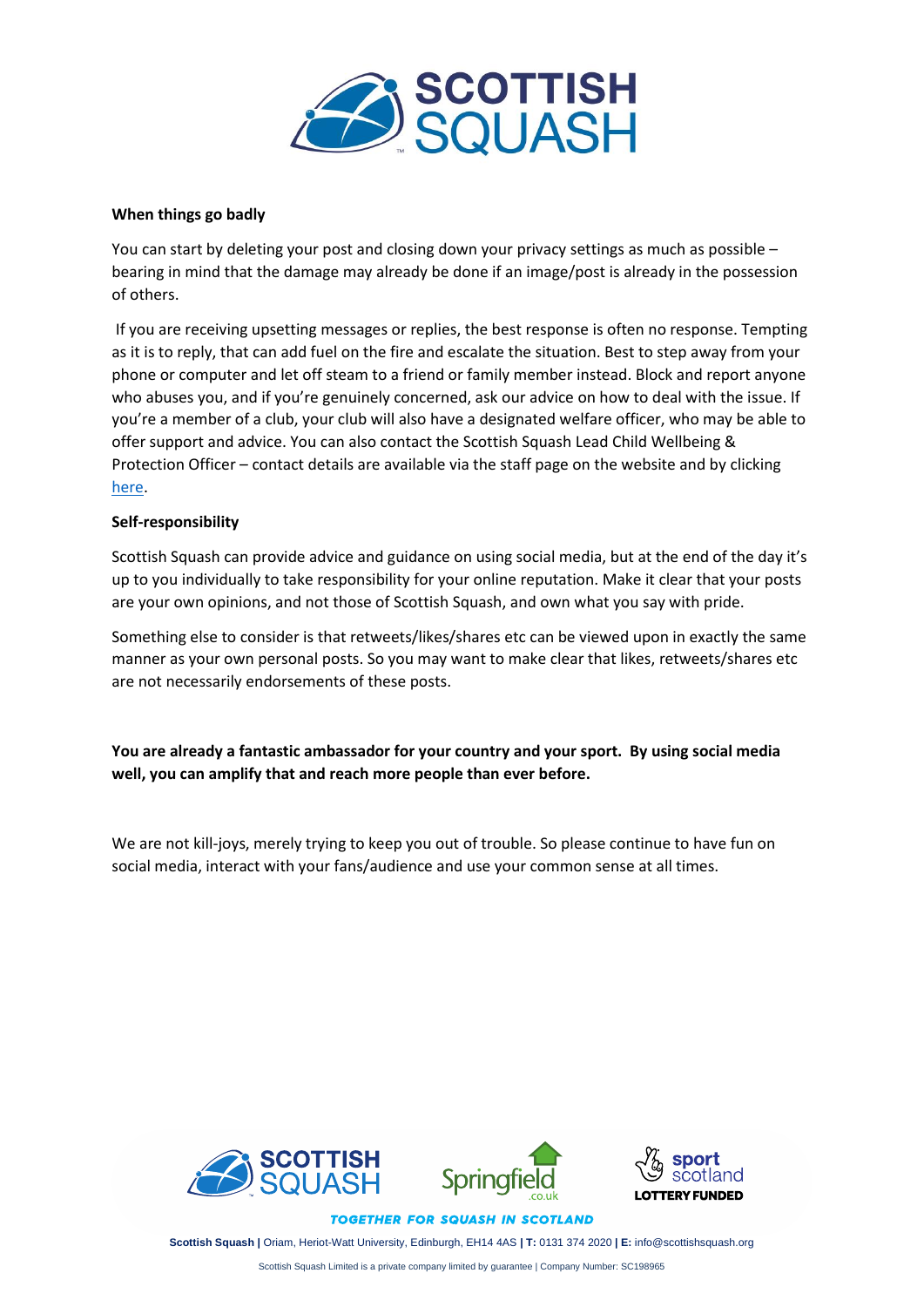**When things go badly**

You can start by deleting your post and closing down your privacy settings as much as possible – bearing in mind that the damage may already be done if an image/post is already in the possession of others.

If you are receiving upsetting messages or replies, the best response is often no response. Tempting as it is to reply, that can add fuel on the fire and escalate the situation. Best to step away from your phone or computer and let off steam to a friend or family member instead. Block and report anyone who abuses you, and if you're genuinely concerned, ask our advice on how to deal with the issue. If you're a member of a club, your club will also have a designated welfare officer, who may be able to offer support and advice. You can also contact the Scottish Squash Lead Child Wellbeing & Protection Officer – contact details are available via the staff page on the website and by clicking here.

**Self-responsibility**

Scottish Squash can provide advice and guidance on using social media, but at the end of the day it's up to you individually to take responsibility for your online reputation. Make it clear that your posts are your own opinions, and not those of Scottish Squash, and own what you say with pride.

Something else to consider is that retweets/likes/shares etc can be viewed upon in exactly the same manner as your own personal posts. So you may want to make clear that likes, retweets/shares etc are not necessarily endorsements of these posts.

**You are already a fantastic ambassador for your country and your sport. By using social media well, you can amplify that and reach more people than ever before.**

We are not kill-joys, merely trying to keep you out of trouble. So please continue to have fun on social media, interact with your fans/audience and use your common sense at all times.